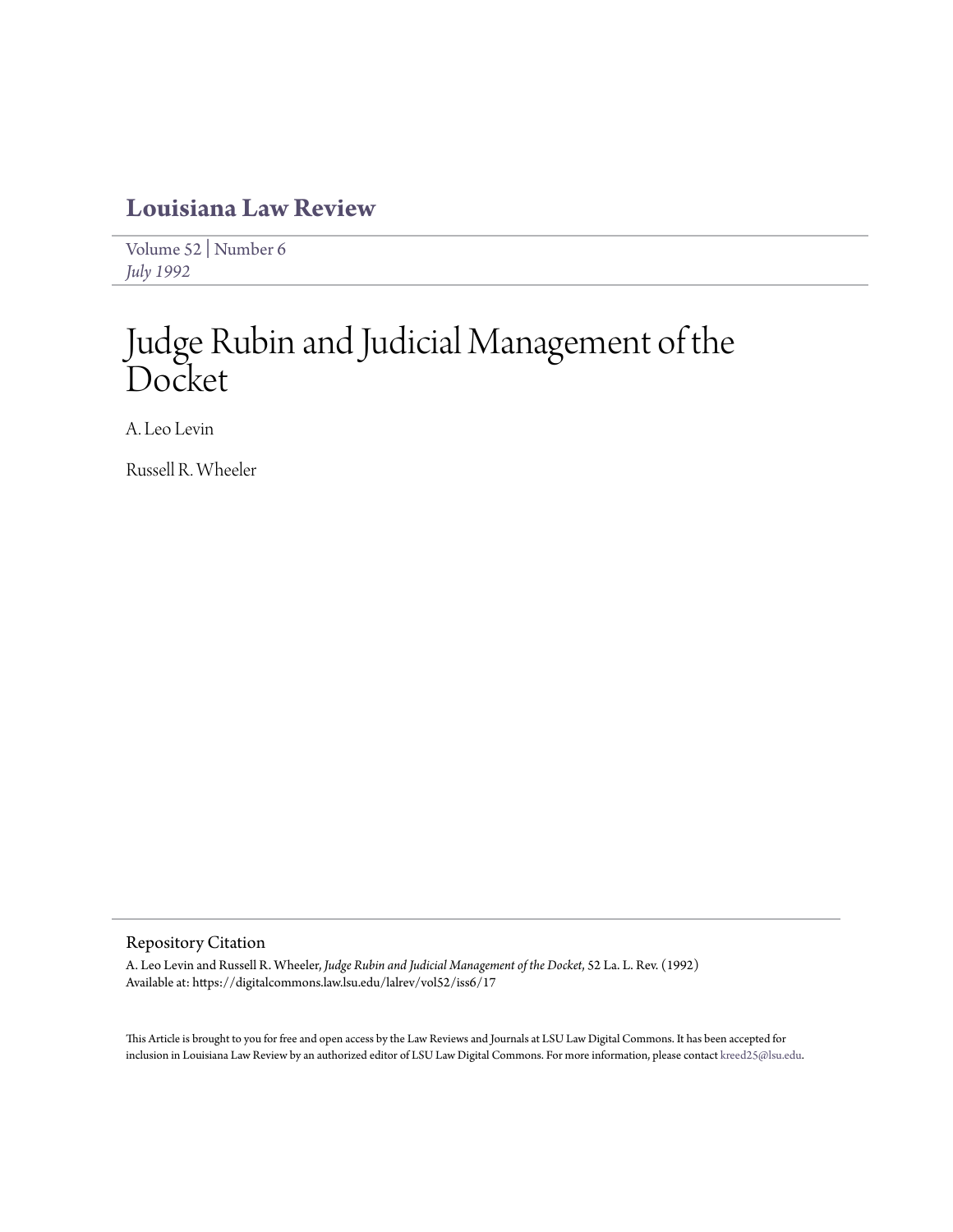# Louisiana Law Review

Volume 52 | Number 6
*July 1992*

# Judge Rubin and Judicial Management of the Docket

A. Leo Levin

Russell R. Wheeler

## Repository Citation

A. Leo Levin and Russell R. Wheeler, *Judge Rubin and Judicial Management of the Docket*, 52 La. L. Rev. (1992)
Available at: https://digitalcommons.law.lsu.edu/lalrev/vol52/iss6/17

This Article is brought to you for free and open access by the Law Reviews and Journals at LSU Law Digital Commons. It has been accepted for inclusion in Louisiana Law Review by an authorized editor of LSU Law Digital Commons. For more information, please contact kreed25@lsu.edu.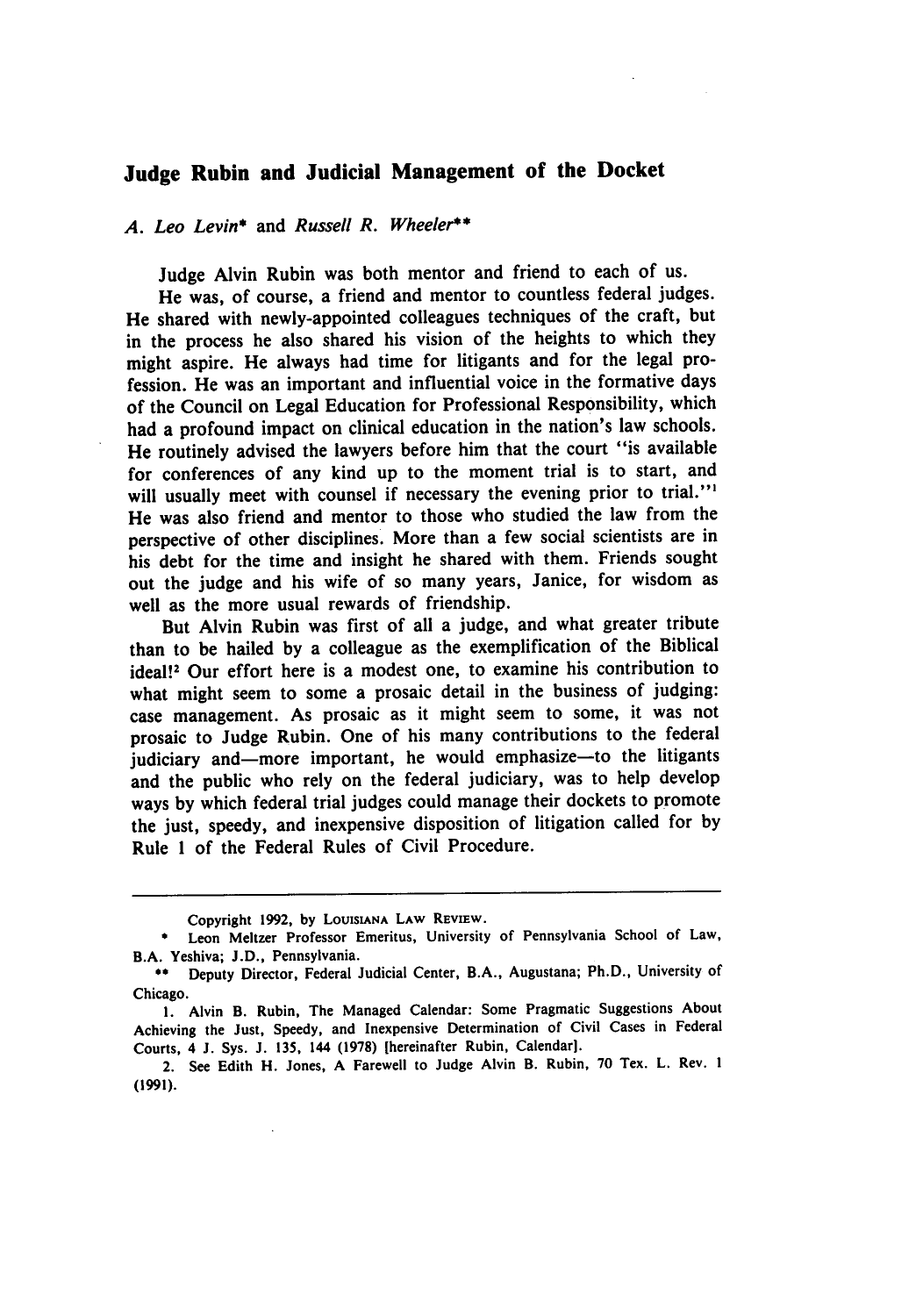## Judge Rubin and Judicial Management of the Docket

*A. Leo Levin*\* and *Russell R. Wheeler*\*\*

Judge Alvin Rubin was both mentor and friend to each of us.

He was, of course, a friend and mentor to countless federal judges. He shared with newly-appointed colleagues techniques of the craft, but in the process he also shared his vision of the heights to which they might aspire. He always had time for litigants and for the legal profession. He was an important and influential voice in the formative days of the Council on Legal Education for Professional Responsibility, which had a profound impact on clinical education in the nation's law schools. He routinely advised the lawyers before him that the court "is available for conferences of any kind up to the moment trial is to start, and will usually meet with counsel if necessary the evening prior to trial."[1] He was also friend and mentor to those who studied the law from the perspective of other disciplines. More than a few social scientists are in his debt for the time and insight he shared with them. Friends sought out the judge and his wife of so many years, Janice, for wisdom as well as the more usual rewards of friendship.

But Alvin Rubin was first of all a judge, and what greater tribute than to be hailed by a colleague as the exemplification of the Biblical ideal![2] Our effort here is a modest one, to examine his contribution to what might seem to some a prosaic detail in the business of judging: case management. As prosaic as it might seem to some, it was not prosaic to Judge Rubin. One of his many contributions to the federal judiciary and—more important, he would emphasize—to the litigants and the public who rely on the federal judiciary, was to help develop ways by which federal trial judges could manage their dockets to promote the just, speedy, and inexpensive disposition of litigation called for by Rule 1 of the Federal Rules of Civil Procedure.

---

Copyright 1992, by Louisiana Law Review.

\* Leon Meltzer Professor Emeritus, University of Pennsylvania School of Law, B.A. Yeshiva; J.D., Pennsylvania.

\*\* Deputy Director, Federal Judicial Center, B.A., Augustana; Ph.D., University of Chicago.

1. Alvin B. Rubin, The Managed Calendar: Some Pragmatic Suggestions About Achieving the Just, Speedy, and Inexpensive Determination of Civil Cases in Federal Courts, 4 J. Sys. J. 135, 144 (1978) [hereinafter Rubin, Calendar].

2. See Edith H. Jones, A Farewell to Judge Alvin B. Rubin, 70 Tex. L. Rev. 1 (1991).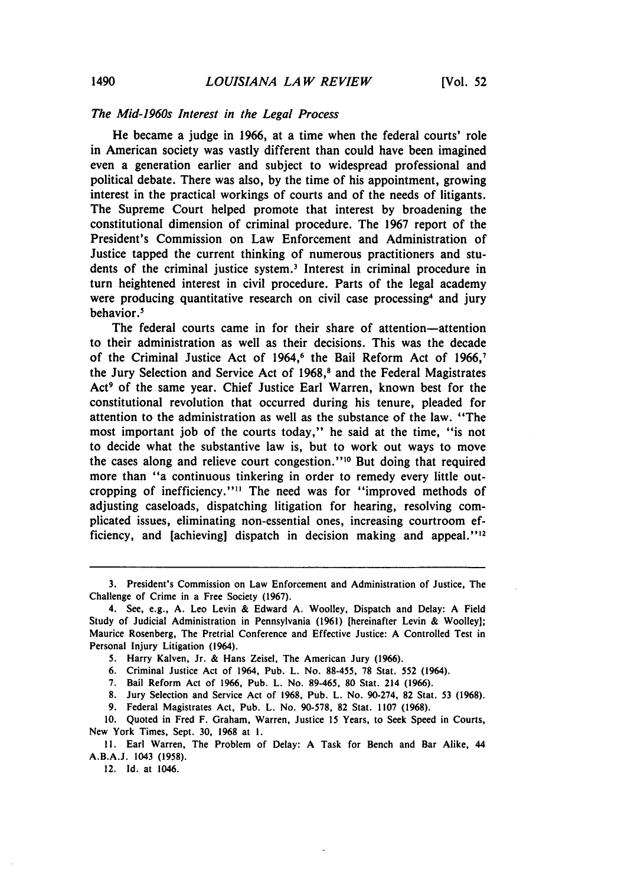*The Mid-1960s Interest in the Legal Process*

He became a judge in 1966, at a time when the federal courts' role in American society was vastly different than could have been imagined even a generation earlier and subject to widespread professional and political debate. There was also, by the time of his appointment, growing interest in the practical workings of courts and of the needs of litigants. The Supreme Court helped promote that interest by broadening the constitutional dimension of criminal procedure. The 1967 report of the President's Commission on Law Enforcement and Administration of Justice tapped the current thinking of numerous practitioners and students of the criminal justice system.[3] Interest in criminal procedure in turn heightened interest in civil procedure. Parts of the legal academy were producing quantitative research on civil case processing[4] and jury behavior.[5]

The federal courts came in for their share of attention—attention to their administration as well as their decisions. This was the decade of the Criminal Justice Act of 1964,[6] the Bail Reform Act of 1966,[7] the Jury Selection and Service Act of 1968,[8] and the Federal Magistrates Act[9] of the same year. Chief Justice Earl Warren, known best for the constitutional revolution that occurred during his tenure, pleaded for attention to the administration as well as the substance of the law. "The most important job of the courts today," he said at the time, "is not to decide what the substantive law is, but to work out ways to move the cases along and relieve court congestion."[10] But doing that required more than "a continuous tinkering in order to remedy every little outcropping of inefficiency."[11] The need was for "improved methods of adjusting caseloads, dispatching litigation for hearing, resolving complicated issues, eliminating non-essential ones, increasing courtroom efficiency, and [achieving] dispatch in decision making and appeal."[12]

---

3. President's Commission on Law Enforcement and Administration of Justice, The Challenge of Crime in a Free Society (1967).

4. See, e.g., A. Leo Levin & Edward A. Woolley, Dispatch and Delay: A Field Study of Judicial Administration in Pennsylvania (1961) [hereinafter Levin & Woolley]; Maurice Rosenberg, The Pretrial Conference and Effective Justice: A Controlled Test in Personal Injury Litigation (1964).

5. Harry Kalven, Jr. & Hans Zeisel, The American Jury (1966).

6. Criminal Justice Act of 1964, Pub. L. No. 88-455, 78 Stat. 552 (1964).

7. Bail Reform Act of 1966, Pub. L. No. 89-465, 80 Stat. 214 (1966).

8. Jury Selection and Service Act of 1968, Pub. L. No. 90-274, 82 Stat. 53 (1968).

9. Federal Magistrates Act, Pub. L. No. 90-578, 82 Stat. 1107 (1968).

10. Quoted in Fred F. Graham, Warren, Justice 15 Years, to Seek Speed in Courts, New York Times, Sept. 30, 1968 at 1.

11. Earl Warren, The Problem of Delay: A Task for Bench and Bar Alike, 44 A.B.A.J. 1043 (1958).

12. Id. at 1046.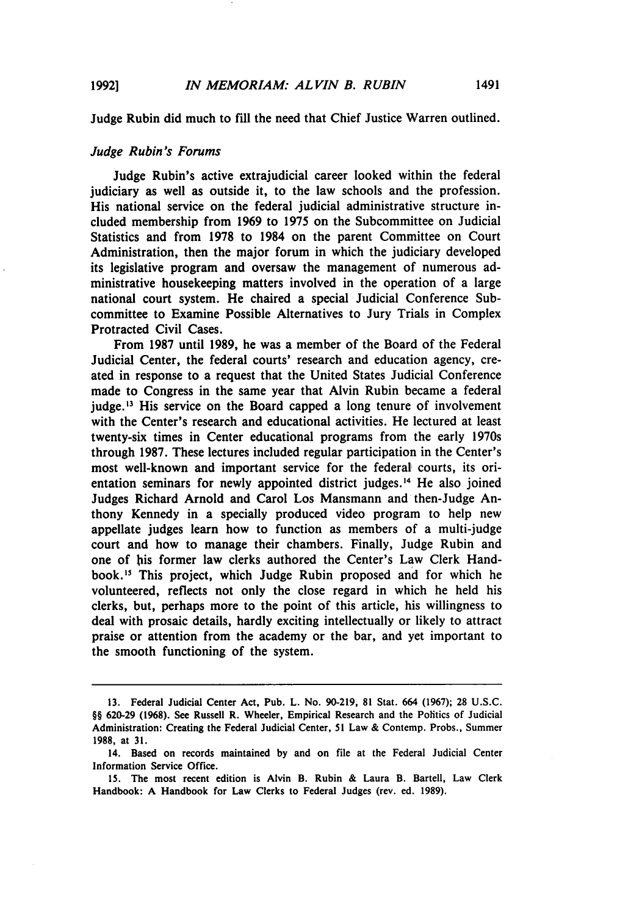Judge Rubin did much to fill the need that Chief Justice Warren outlined.

### *Judge Rubin's Forums*

Judge Rubin's active extrajudicial career looked within the federal judiciary as well as outside it, to the law schools and the profession. His national service on the federal judicial administrative structure included membership from 1969 to 1975 on the Subcommittee on Judicial Statistics and from 1978 to 1984 on the parent Committee on Court Administration, then the major forum in which the judiciary developed its legislative program and oversaw the management of numerous administrative housekeeping matters involved in the operation of a large national court system. He chaired a special Judicial Conference Subcommittee to Examine Possible Alternatives to Jury Trials in Complex Protracted Civil Cases.

From 1987 until 1989, he was a member of the Board of the Federal Judicial Center, the federal courts' research and education agency, created in response to a request that the United States Judicial Conference made to Congress in the same year that Alvin Rubin became a federal judge.[13] His service on the Board capped a long tenure of involvement with the Center's research and educational activities. He lectured at least twenty-six times in Center educational programs from the early 1970s through 1987. These lectures included regular participation in the Center's most well-known and important service for the federal courts, its orientation seminars for newly appointed district judges.[14] He also joined Judges Richard Arnold and Carol Los Mansmann and then-Judge Anthony Kennedy in a specially produced video program to help new appellate judges learn how to function as members of a multi-judge court and how to manage their chambers. Finally, Judge Rubin and one of his former law clerks authored the Center's Law Clerk Handbook.[15] This project, which Judge Rubin proposed and for which he volunteered, reflects not only the close regard in which he held his clerks, but, perhaps more to the point of this article, his willingness to deal with prosaic details, hardly exciting intellectually or likely to attract praise or attention from the academy or the bar, and yet important to the smooth functioning of the system.

---

13. Federal Judicial Center Act, Pub. L. No. 90-219, 81 Stat. 664 (1967); 28 U.S.C. §§ 620-29 (1968). See Russell R. Wheeler, Empirical Research and the Politics of Judicial Administration: Creating the Federal Judicial Center, 51 Law & Contemp. Probs., Summer 1988, at 31.

14. Based on records maintained by and on file at the Federal Judicial Center Information Service Office.

15. The most recent edition is Alvin B. Rubin & Laura B. Bartell, Law Clerk Handbook: A Handbook for Law Clerks to Federal Judges (rev. ed. 1989).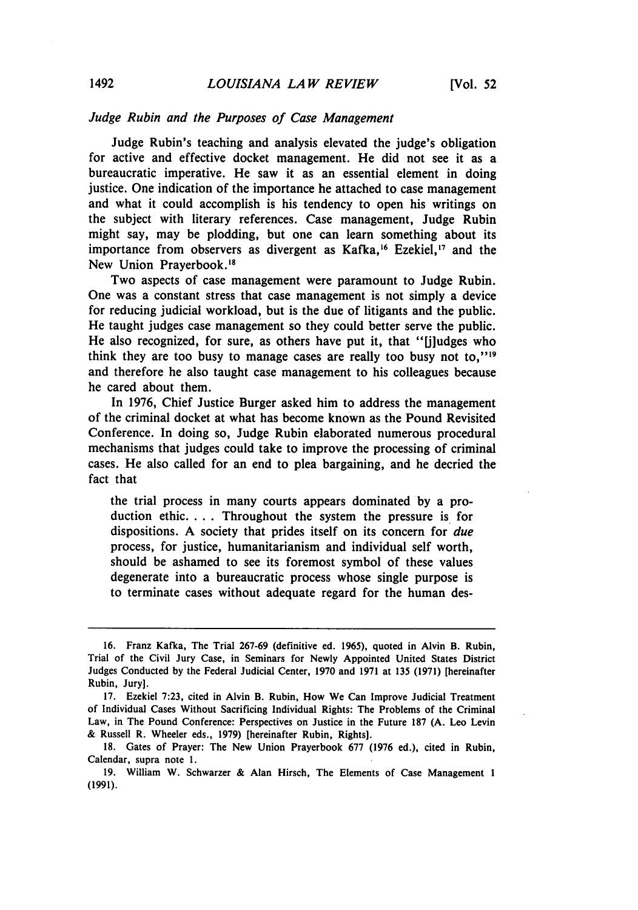*Judge Rubin and the Purposes of Case Management*

Judge Rubin's teaching and analysis elevated the judge's obligation for active and effective docket management. He did not see it as a bureaucratic imperative. He saw it as an essential element in doing justice. One indication of the importance he attached to case management and what it could accomplish is his tendency to open his writings on the subject with literary references. Case management, Judge Rubin might say, may be plodding, but one can learn something about its importance from observers as divergent as Kafka,[16] Ezekiel,[17] and the New Union Prayerbook.[18]

Two aspects of case management were paramount to Judge Rubin. One was a constant stress that case management is not simply a device for reducing judicial workload, but is the due of litigants and the public. He taught judges case management so they could better serve the public. He also recognized, for sure, as others have put it, that "[j]udges who think they are too busy to manage cases are really too busy not to,"[19] and therefore he also taught case management to his colleagues because he cared about them.

In 1976, Chief Justice Burger asked him to address the management of the criminal docket at what has become known as the Pound Revisited Conference. In doing so, Judge Rubin elaborated numerous procedural mechanisms that judges could take to improve the processing of criminal cases. He also called for an end to plea bargaining, and he decried the fact that

> the trial process in many courts appears dominated by a production ethic. . . . Throughout the system the pressure is for dispositions. A society that prides itself on its concern for *due* process, for justice, humanitarianism and individual self worth, should be ashamed to see its foremost symbol of these values degenerate into a bureaucratic process whose single purpose is to terminate cases without adequate regard for the human des-

---

16. Franz Kafka, The Trial 267-69 (definitive ed. 1965), quoted in Alvin B. Rubin, Trial of the Civil Jury Case, in Seminars for Newly Appointed United States District Judges Conducted by the Federal Judicial Center, 1970 and 1971 at 135 (1971) [hereinafter Rubin, Jury].

17. Ezekiel 7:23, cited in Alvin B. Rubin, How We Can Improve Judicial Treatment of Individual Cases Without Sacrificing Individual Rights: The Problems of the Criminal Law, in The Pound Conference: Perspectives on Justice in the Future 187 (A. Leo Levin & Russell R. Wheeler eds., 1979) [hereinafter Rubin, Rights].

18. Gates of Prayer: The New Union Prayerbook 677 (1976 ed.), cited in Rubin, Calendar, supra note 1.

19. William W. Schwarzer & Alan Hirsch, The Elements of Case Management 1 (1991).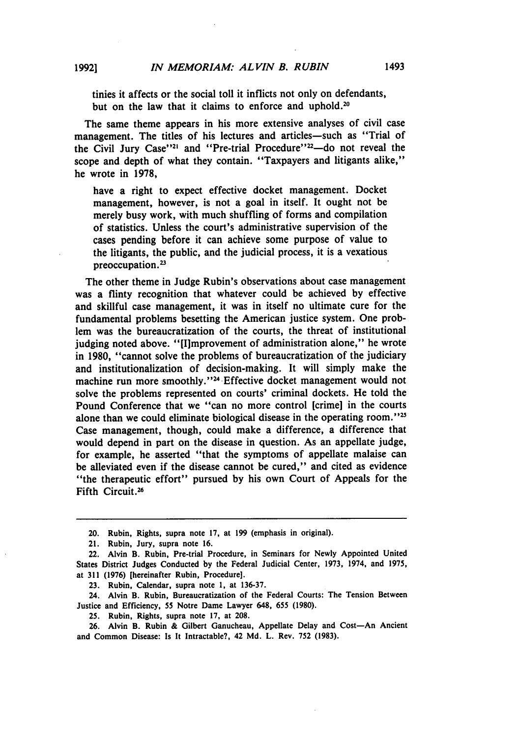tinies it affects or the social toll it inflicts not only on defendants, but on the law that it claims to enforce and uphold.[20]

The same theme appears in his more extensive analyses of civil case management. The titles of his lectures and articles—such as "Trial of the Civil Jury Case"[21] and "Pre-trial Procedure"[22]—do not reveal the scope and depth of what they contain. "Taxpayers and litigants alike," he wrote in 1978,

> have a right to expect effective docket management. Docket management, however, is not a goal in itself. It ought not be merely busy work, with much shuffling of forms and compilation of statistics. Unless the court's administrative supervision of the cases pending before it can achieve some purpose of value to the litigants, the public, and the judicial process, it is a vexatious preoccupation.[23]

The other theme in Judge Rubin's observations about case management was a flinty recognition that whatever could be achieved by effective and skillful case management, it was in itself no ultimate cure for the fundamental problems besetting the American justice system. One problem was the bureaucratization of the courts, the threat of institutional judging noted above. "[I]mprovement of administration alone," he wrote in 1980, "cannot solve the problems of bureaucratization of the judiciary and institutionalization of decision-making. It will simply make the machine run more smoothly."[24] Effective docket management would not solve the problems represented on courts' criminal dockets. He told the Pound Conference that we "can no more control [crime] in the courts alone than we could eliminate biological disease in the operating room."[25] Case management, though, could make a difference, a difference that would depend in part on the disease in question. As an appellate judge, for example, he asserted "that the symptoms of appellate malaise can be alleviated even if the disease cannot be cured," and cited as evidence "the therapeutic effort" pursued by his own Court of Appeals for the Fifth Circuit.[26]

---

20. Rubin, Rights, supra note 17, at 199 (emphasis in original).

21. Rubin, Jury, supra note 16.

22. Alvin B. Rubin, Pre-trial Procedure, in Seminars for Newly Appointed United States District Judges Conducted by the Federal Judicial Center, 1973, 1974, and 1975, at 311 (1976) [hereinafter Rubin, Procedure].

23. Rubin, Calendar, supra note 1, at 136-37.

24. Alvin B. Rubin, Bureaucratization of the Federal Courts: The Tension Between Justice and Efficiency, 55 Notre Dame Lawyer 648, 655 (1980).

25. Rubin, Rights, supra note 17, at 208.

26. Alvin B. Rubin & Gilbert Ganucheau, Appellate Delay and Cost—An Ancient and Common Disease: Is It Intractable?, 42 Md. L. Rev. 752 (1983).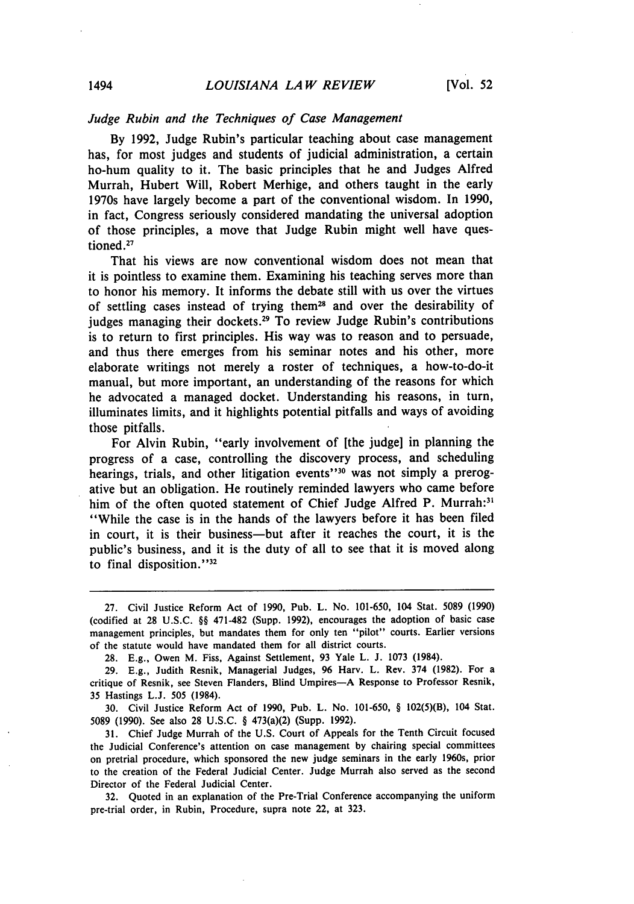*Judge Rubin and the Techniques of Case Management*

By 1992, Judge Rubin's particular teaching about case management has, for most judges and students of judicial administration, a certain ho-hum quality to it. The basic principles that he and Judges Alfred Murrah, Hubert Will, Robert Merhige, and others taught in the early 1970s have largely become a part of the conventional wisdom. In 1990, in fact, Congress seriously considered mandating the universal adoption of those principles, a move that Judge Rubin might well have questioned.[27]

That his views are now conventional wisdom does not mean that it is pointless to examine them. Examining his teaching serves more than to honor his memory. It informs the debate still with us over the virtues of settling cases instead of trying them[28] and over the desirability of judges managing their dockets.[29] To review Judge Rubin's contributions is to return to first principles. His way was to reason and to persuade, and thus there emerges from his seminar notes and his other, more elaborate writings not merely a roster of techniques, a how-to-do-it manual, but more important, an understanding of the reasons for which he advocated a managed docket. Understanding his reasons, in turn, illuminates limits, and it highlights potential pitfalls and ways of avoiding those pitfalls.

For Alvin Rubin, "early involvement of [the judge] in planning the progress of a case, controlling the discovery process, and scheduling hearings, trials, and other litigation events"[30] was not simply a prerogative but an obligation. He routinely reminded lawyers who came before him of the often quoted statement of Chief Judge Alfred P. Murrah:[31] "While the case is in the hands of the lawyers before it has been filed in court, it is their business—but after it reaches the court, it is the public's business, and it is the duty of all to see that it is moved along to final disposition."[32]

---

27. Civil Justice Reform Act of 1990, Pub. L. No. 101-650, 104 Stat. 5089 (1990) (codified at 28 U.S.C. §§ 471-482 (Supp. 1992), encourages the adoption of basic case management principles, but mandates them for only ten "pilot" courts. Earlier versions of the statute would have mandated them for all district courts.

28. E.g., Owen M. Fiss, Against Settlement, 93 Yale L. J. 1073 (1984).

29. E.g., Judith Resnik, Managerial Judges, 96 Harv. L. Rev. 374 (1982). For a critique of Resnik, see Steven Flanders, Blind Umpires—A Response to Professor Resnik, 35 Hastings L.J. 505 (1984).

30. Civil Justice Reform Act of 1990, Pub. L. No. 101-650, § 102(5)(B), 104 Stat. 5089 (1990). See also 28 U.S.C. § 473(a)(2) (Supp. 1992).

31. Chief Judge Murrah of the U.S. Court of Appeals for the Tenth Circuit focused the Judicial Conference's attention on case management by chairing special committees on pretrial procedure, which sponsored the new judge seminars in the early 1960s, prior to the creation of the Federal Judicial Center. Judge Murrah also served as the second Director of the Federal Judicial Center.

32. Quoted in an explanation of the Pre-Trial Conference accompanying the uniform pre-trial order, in Rubin, Procedure, supra note 22, at 323.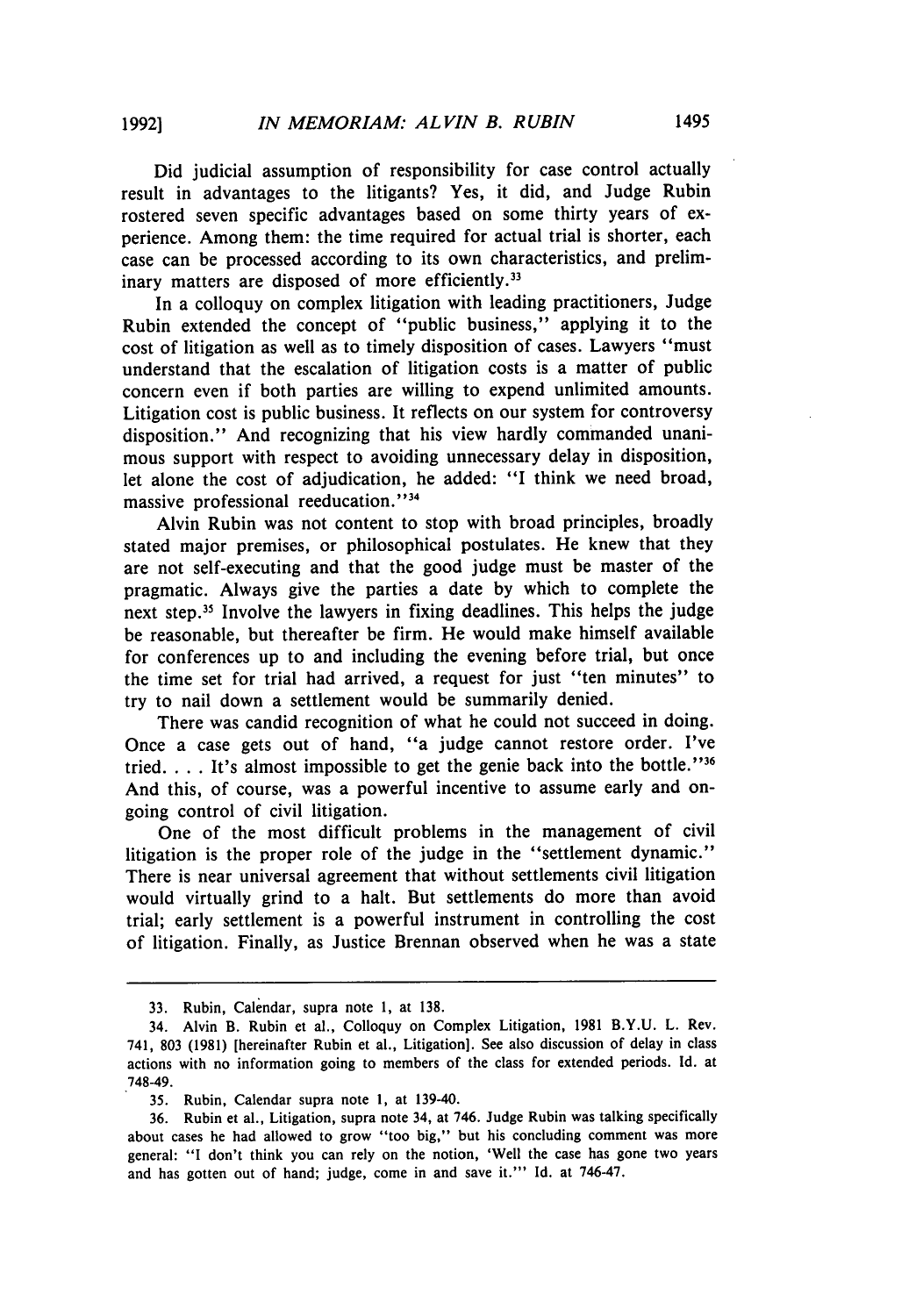Did judicial assumption of responsibility for case control actually result in advantages to the litigants? Yes, it did, and Judge Rubin rostered seven specific advantages based on some thirty years of experience. Among them: the time required for actual trial is shorter, each case can be processed according to its own characteristics, and preliminary matters are disposed of more efficiently.[33]

In a colloquy on complex litigation with leading practitioners, Judge Rubin extended the concept of "public business," applying it to the cost of litigation as well as to timely disposition of cases. Lawyers "must understand that the escalation of litigation costs is a matter of public concern even if both parties are willing to expend unlimited amounts. Litigation cost is public business. It reflects on our system for controversy disposition." And recognizing that his view hardly commanded unanimous support with respect to avoiding unnecessary delay in disposition, let alone the cost of adjudication, he added: "I think we need broad, massive professional reeducation."[34]

Alvin Rubin was not content to stop with broad principles, broadly stated major premises, or philosophical postulates. He knew that they are not self-executing and that the good judge must be master of the pragmatic. Always give the parties a date by which to complete the next step.[35] Involve the lawyers in fixing deadlines. This helps the judge be reasonable, but thereafter be firm. He would make himself available for conferences up to and including the evening before trial, but once the time set for trial had arrived, a request for just "ten minutes" to try to nail down a settlement would be summarily denied.

There was candid recognition of what he could not succeed in doing. Once a case gets out of hand, "a judge cannot restore order. I've tried. . . . It's almost impossible to get the genie back into the bottle."[36] And this, of course, was a powerful incentive to assume early and ongoing control of civil litigation.

One of the most difficult problems in the management of civil litigation is the proper role of the judge in the "settlement dynamic." There is near universal agreement that without settlements civil litigation would virtually grind to a halt. But settlements do more than avoid trial; early settlement is a powerful instrument in controlling the cost of litigation. Finally, as Justice Brennan observed when he was a state

---

33. Rubin, Calendar, supra note 1, at 138.

34. Alvin B. Rubin et al., Colloquy on Complex Litigation, 1981 B.Y.U. L. Rev. 741, 803 (1981) [hereinafter Rubin et al., Litigation]. See also discussion of delay in class actions with no information going to members of the class for extended periods. Id. at 748-49.

35. Rubin, Calendar supra note 1, at 139-40.

36. Rubin et al., Litigation, supra note 34, at 746. Judge Rubin was talking specifically about cases he had allowed to grow "too big," but his concluding comment was more general: "I don't think you can rely on the notion, 'Well the case has gone two years and has gotten out of hand; judge, come in and save it.'" Id. at 746-47.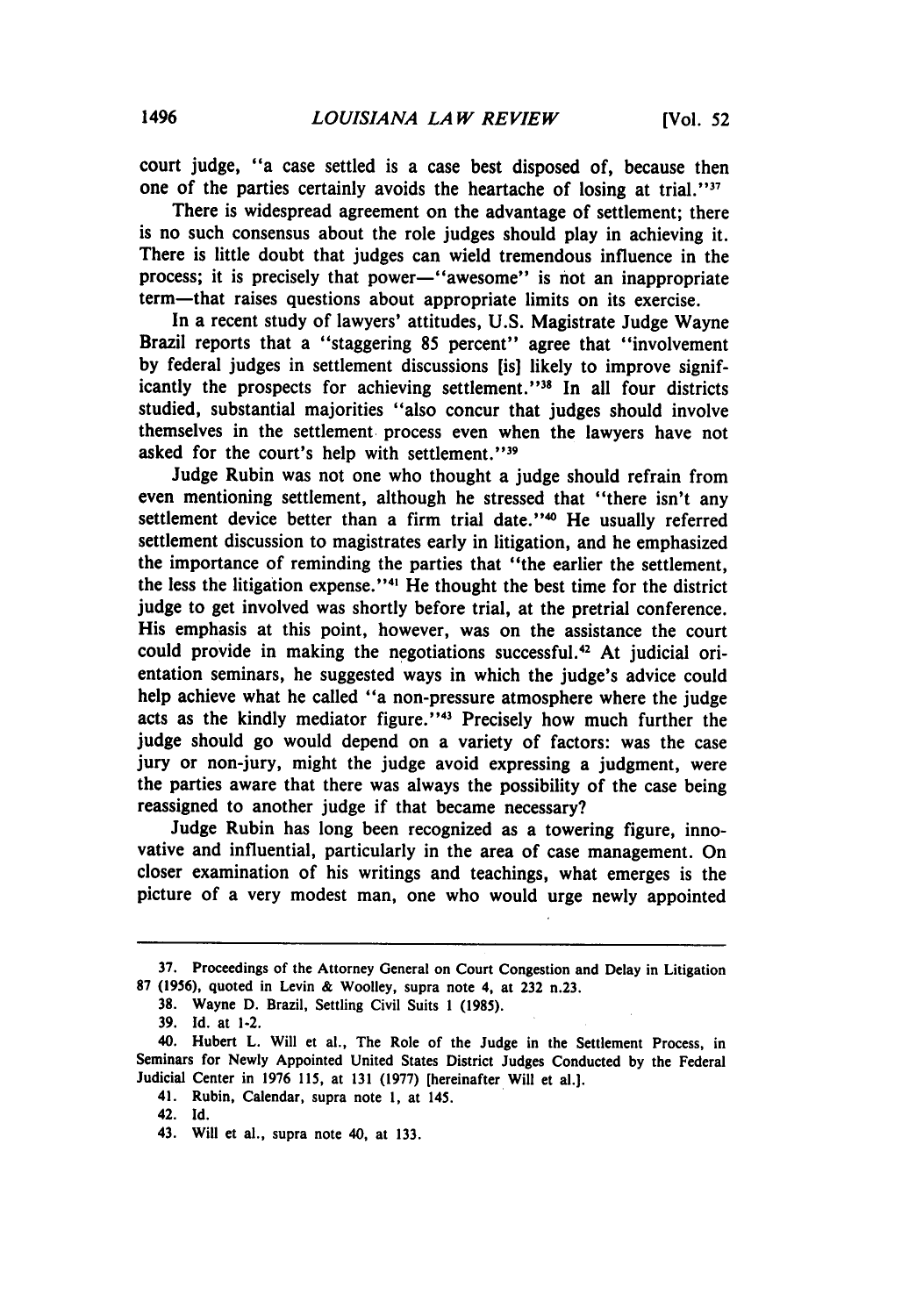court judge, "a case settled is a case best disposed of, because then one of the parties certainly avoids the heartache of losing at trial."[37]

There is widespread agreement on the advantage of settlement; there is no such consensus about the role judges should play in achieving it. There is little doubt that judges can wield tremendous influence in the process; it is precisely that power—"awesome" is not an inappropriate term—that raises questions about appropriate limits on its exercise.

In a recent study of lawyers' attitudes, U.S. Magistrate Judge Wayne Brazil reports that a "staggering 85 percent" agree that "involvement by federal judges in settlement discussions [is] likely to improve significantly the prospects for achieving settlement."[38] In all four districts studied, substantial majorities "also concur that judges should involve themselves in the settlement process even when the lawyers have not asked for the court's help with settlement."[39]

Judge Rubin was not one who thought a judge should refrain from even mentioning settlement, although he stressed that "there isn't any settlement device better than a firm trial date."[40] He usually referred settlement discussion to magistrates early in litigation, and he emphasized the importance of reminding the parties that "the earlier the settlement, the less the litigation expense."[41] He thought the best time for the district judge to get involved was shortly before trial, at the pretrial conference. His emphasis at this point, however, was on the assistance the court could provide in making the negotiations successful.[42] At judicial orientation seminars, he suggested ways in which the judge's advice could help achieve what he called "a non-pressure atmosphere where the judge acts as the kindly mediator figure."[43] Precisely how much further the judge should go would depend on a variety of factors: was the case jury or non-jury, might the judge avoid expressing a judgment, were the parties aware that there was always the possibility of the case being reassigned to another judge if that became necessary?

Judge Rubin has long been recognized as a towering figure, innovative and influential, particularly in the area of case management. On closer examination of his writings and teachings, what emerges is the picture of a very modest man, one who would urge newly appointed

---

37. Proceedings of the Attorney General on Court Congestion and Delay in Litigation 87 (1956), quoted in Levin & Woolley, supra note 4, at 232 n.23.

38. Wayne D. Brazil, Settling Civil Suits 1 (1985).

39. Id. at 1-2.

40. Hubert L. Will et al., The Role of the Judge in the Settlement Process, in Seminars for Newly Appointed United States District Judges Conducted by the Federal Judicial Center in 1976 115, at 131 (1977) [hereinafter Will et al.].

41. Rubin, Calendar, supra note 1, at 145.

42. Id.

43. Will et al., supra note 40, at 133.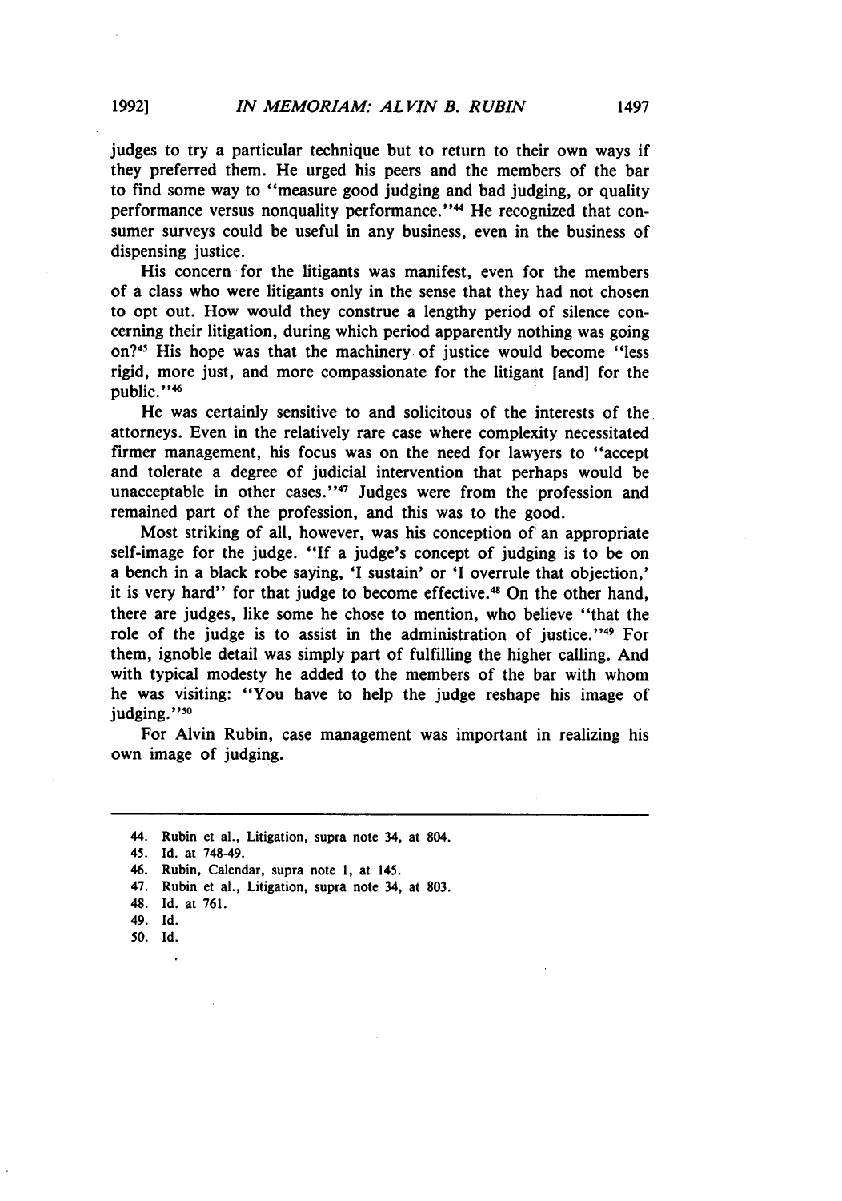judges to try a particular technique but to return to their own ways if they preferred them. He urged his peers and the members of the bar to find some way to "measure good judging and bad judging, or quality performance versus nonquality performance."[44] He recognized that consumer surveys could be useful in any business, even in the business of dispensing justice.

His concern for the litigants was manifest, even for the members of a class who were litigants only in the sense that they had not chosen to opt out. How would they construe a lengthy period of silence concerning their litigation, during which period apparently nothing was going on?[45] His hope was that the machinery of justice would become "less rigid, more just, and more compassionate for the litigant [and] for the public."[46]

He was certainly sensitive to and solicitous of the interests of the attorneys. Even in the relatively rare case where complexity necessitated firmer management, his focus was on the need for lawyers to "accept and tolerate a degree of judicial intervention that perhaps would be unacceptable in other cases."[47] Judges were from the profession and remained part of the profession, and this was to the good.

Most striking of all, however, was his conception of an appropriate self-image for the judge. "If a judge's concept of judging is to be on a bench in a black robe saying, 'I sustain' or 'I overrule that objection,' it is very hard" for that judge to become effective.[48] On the other hand, there are judges, like some he chose to mention, who believe "that the role of the judge is to assist in the administration of justice."[49] For them, ignoble detail was simply part of fulfilling the higher calling. And with typical modesty he added to the members of the bar with whom he was visiting: "You have to help the judge reshape his image of judging."[50]

For Alvin Rubin, case management was important in realizing his own image of judging.

---

44. Rubin et al., Litigation, supra note 34, at 804.
45. Id. at 748-49.
46. Rubin, Calendar, supra note 1, at 145.
47. Rubin et al., Litigation, supra note 34, at 803.
48. Id. at 761.
49. Id.
50. Id.